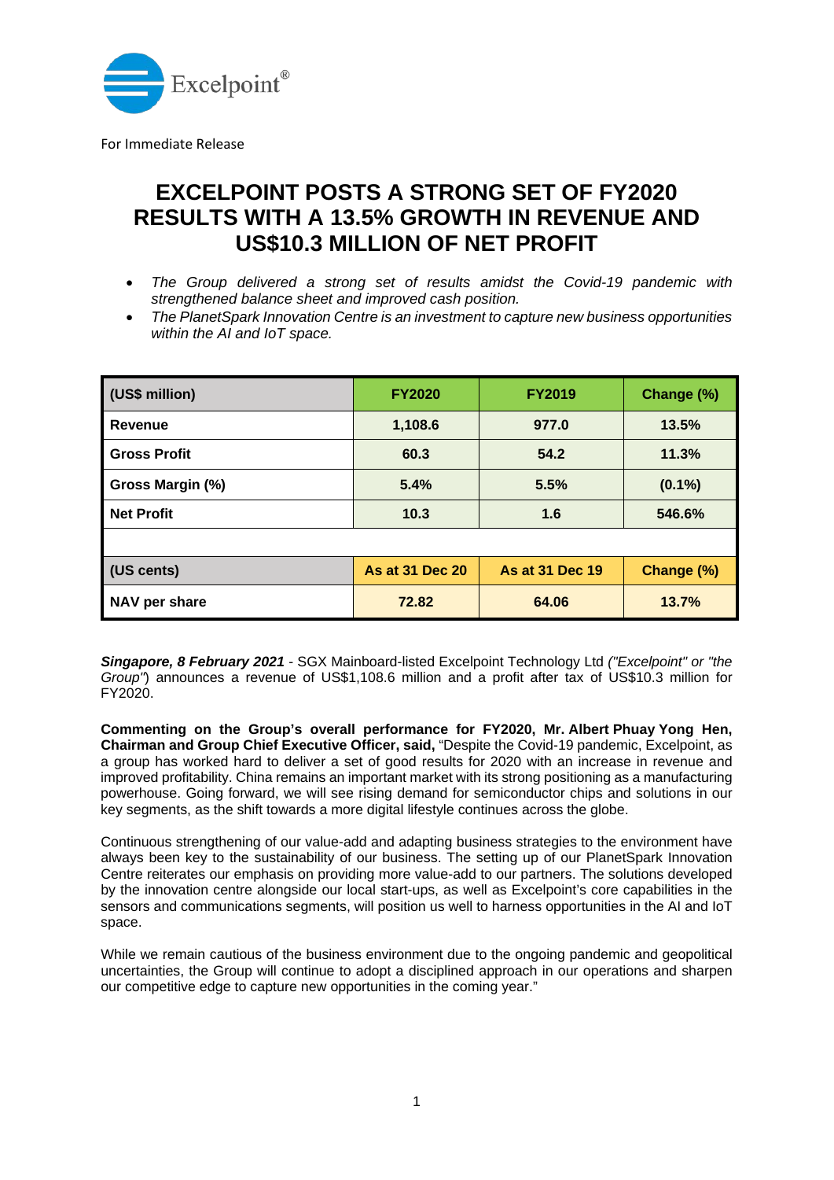For Immediate Release

# EXCELPOINT POSTS A STRONG SET OF FY2020 RESULTS WITH A 13.5% GROWTH IN REVENUE AND US$10.3 MILLION OF NET PROFIT

- *The Group delivered a strong set of results amidst the Covid-19 pandemic with strengthened balance sheet and improved cash position.*
- *The PlanetSpark Innovation Centre is an investment to capture new business opportunities within the AI and IoT space.*

| (US$ million) | FY2020 | FY2019 | Change (%) |
|---|---|---|---|
| Revenue | 1,108.6 | 977.0 | 13.5% |
| Gross Profit | 60.3 | 54.2 | 11.3% |
| Gross Margin (%) | 5.4% | 5.5% | (0.1%) |
| Net Profit | 10.3 | 1.6 | 546.6% |
| | | | |
| **(US cents)** | **As at 31 Dec 20** | **As at 31 Dec 19** | **Change (%)** |
| NAV per share | 72.82 | 64.06 | 13.7% |

***Singapore, 8 February 2021*** - SGX Mainboard-listed Excelpoint Technology Ltd *("Excelpoint" or "the Group")* announces a revenue of US$1,108.6 million and a profit after tax of US$10.3 million for FY2020.

**Commenting on the Group's overall performance for FY2020, Mr. Albert Phuay Yong Hen, Chairman and Group Chief Executive Officer, said,** "Despite the Covid-19 pandemic, Excelpoint, as a group has worked hard to deliver a set of good results for 2020 with an increase in revenue and improved profitability. China remains an important market with its strong positioning as a manufacturing powerhouse. Going forward, we will see rising demand for semiconductor chips and solutions in our key segments, as the shift towards a more digital lifestyle continues across the globe.

Continuous strengthening of our value-add and adapting business strategies to the environment have always been key to the sustainability of our business. The setting up of our PlanetSpark Innovation Centre reiterates our emphasis on providing more value-add to our partners. The solutions developed by the innovation centre alongside our local start-ups, as well as Excelpoint's core capabilities in the sensors and communications segments, will position us well to harness opportunities in the AI and IoT space.

While we remain cautious of the business environment due to the ongoing pandemic and geopolitical uncertainties, the Group will continue to adopt a disciplined approach in our operations and sharpen our competitive edge to capture new opportunities in the coming year."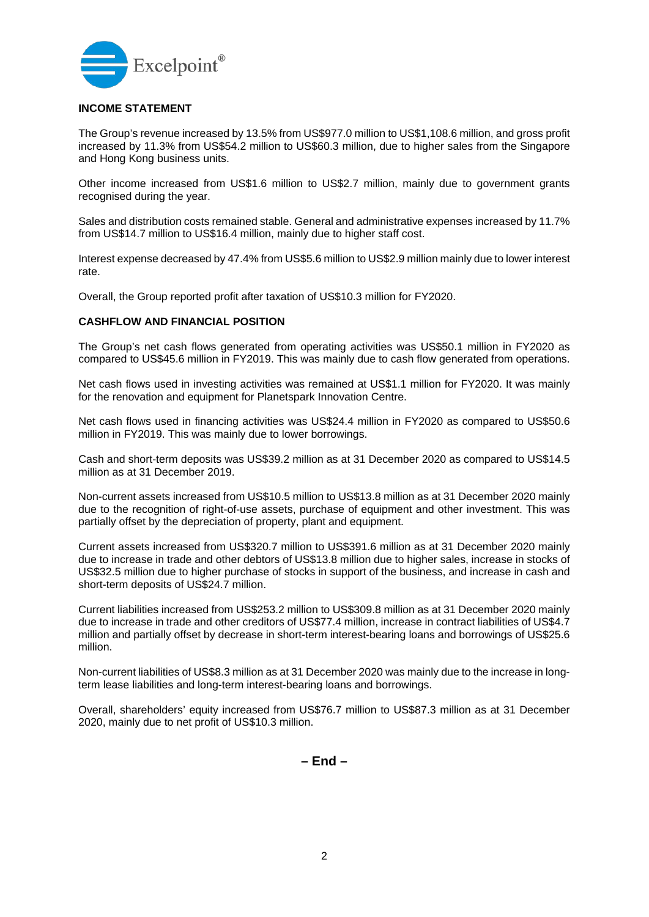### INCOME STATEMENT

The Group's revenue increased by 13.5% from US$977.0 million to US$1,108.6 million, and gross profit increased by 11.3% from US$54.2 million to US$60.3 million, due to higher sales from the Singapore and Hong Kong business units.

Other income increased from US$1.6 million to US$2.7 million, mainly due to government grants recognised during the year.

Sales and distribution costs remained stable. General and administrative expenses increased by 11.7% from US$14.7 million to US$16.4 million, mainly due to higher staff cost.

Interest expense decreased by 47.4% from US$5.6 million to US$2.9 million mainly due to lower interest rate.

Overall, the Group reported profit after taxation of US$10.3 million for FY2020.

### CASHFLOW AND FINANCIAL POSITION

The Group's net cash flows generated from operating activities was US$50.1 million in FY2020 as compared to US$45.6 million in FY2019. This was mainly due to cash flow generated from operations.

Net cash flows used in investing activities was remained at US$1.1 million for FY2020. It was mainly for the renovation and equipment for Planetspark Innovation Centre.

Net cash flows used in financing activities was US$24.4 million in FY2020 as compared to US$50.6 million in FY2019. This was mainly due to lower borrowings.

Cash and short-term deposits was US$39.2 million as at 31 December 2020 as compared to US$14.5 million as at 31 December 2019.

Non-current assets increased from US$10.5 million to US$13.8 million as at 31 December 2020 mainly due to the recognition of right-of-use assets, purchase of equipment and other investment. This was partially offset by the depreciation of property, plant and equipment.

Current assets increased from US$320.7 million to US$391.6 million as at 31 December 2020 mainly due to increase in trade and other debtors of US$13.8 million due to higher sales, increase in stocks of US$32.5 million due to higher purchase of stocks in support of the business, and increase in cash and short-term deposits of US$24.7 million.

Current liabilities increased from US$253.2 million to US$309.8 million as at 31 December 2020 mainly due to increase in trade and other creditors of US$77.4 million, increase in contract liabilities of US$4.7 million and partially offset by decrease in short-term interest-bearing loans and borrowings of US$25.6 million.

Non-current liabilities of US$8.3 million as at 31 December 2020 was mainly due to the increase in long-term lease liabilities and long-term interest-bearing loans and borrowings.

Overall, shareholders' equity increased from US$76.7 million to US$87.3 million as at 31 December 2020, mainly due to net profit of US$10.3 million.

**– End –**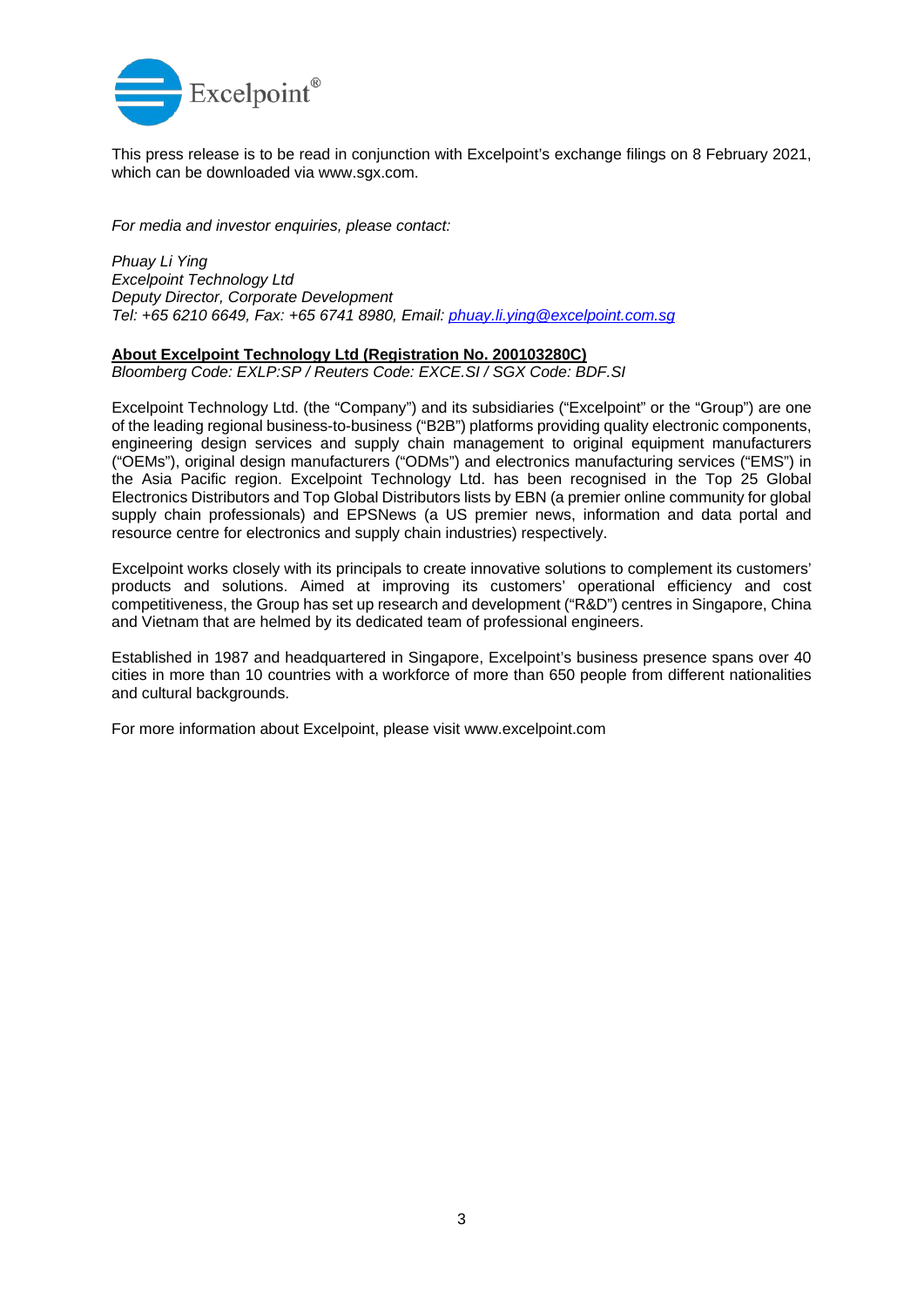This press release is to be read in conjunction with Excelpoint's exchange filings on 8 February 2021, which can be downloaded via www.sgx.com.

*For media and investor enquiries, please contact:*

*Phuay Li Ying*
*Excelpoint Technology Ltd*
*Deputy Director, Corporate Development*
*Tel: +65 6210 6649, Fax: +65 6741 8980, Email: phuay.li.ying@excelpoint.com.sg*

**About Excelpoint Technology Ltd (Registration No. 200103280C)**
*Bloomberg Code: EXLP:SP / Reuters Code: EXCE.SI / SGX Code: BDF.SI*

Excelpoint Technology Ltd. (the "Company") and its subsidiaries ("Excelpoint" or the "Group") are one of the leading regional business-to-business ("B2B") platforms providing quality electronic components, engineering design services and supply chain management to original equipment manufacturers ("OEMs"), original design manufacturers ("ODMs") and electronics manufacturing services ("EMS") in the Asia Pacific region. Excelpoint Technology Ltd. has been recognised in the Top 25 Global Electronics Distributors and Top Global Distributors lists by EBN (a premier online community for global supply chain professionals) and EPSNews (a US premier news, information and data portal and resource centre for electronics and supply chain industries) respectively.

Excelpoint works closely with its principals to create innovative solutions to complement its customers' products and solutions. Aimed at improving its customers' operational efficiency and cost competitiveness, the Group has set up research and development ("R&D") centres in Singapore, China and Vietnam that are helmed by its dedicated team of professional engineers.

Established in 1987 and headquartered in Singapore, Excelpoint's business presence spans over 40 cities in more than 10 countries with a workforce of more than 650 people from different nationalities and cultural backgrounds.

For more information about Excelpoint, please visit www.excelpoint.com